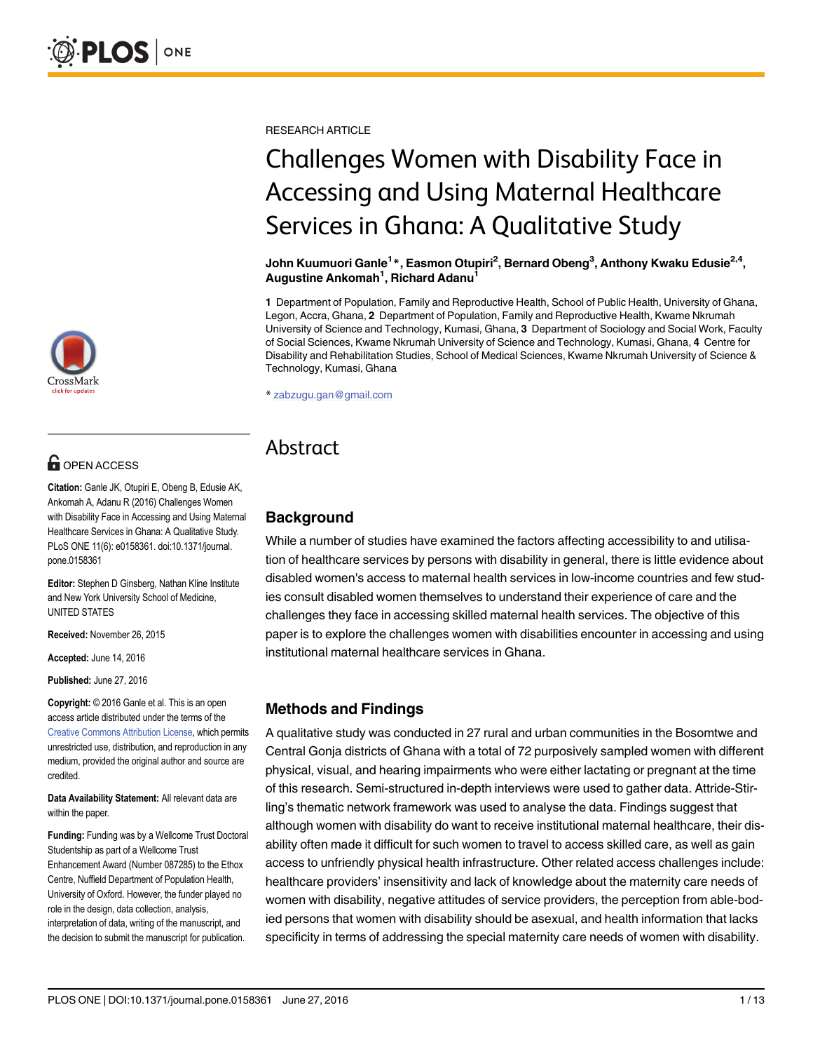RESEARCH ARTICLE

# Challenges Women with Disability Face in Accessing and Using Maternal Healthcare Services in Ghana: A Qualitative Study

**John Kuumuori Ganle[1]*, Easmon Otupiri[2], Bernard Obeng[3], Anthony Kwaku Edusie[2,4], Augustine Ankomah[1], Richard Adanu[1]**

**1** Department of Population, Family and Reproductive Health, School of Public Health, University of Ghana, Legon, Accra, Ghana, **2** Department of Population, Family and Reproductive Health, Kwame Nkrumah University of Science and Technology, Kumasi, Ghana, **3** Department of Sociology and Social Work, Faculty of Social Sciences, Kwame Nkrumah University of Science and Technology, Kumasi, Ghana, **4** Centre for Disability and Rehabilitation Studies, School of Medical Sciences, Kwame Nkrumah University of Science & Technology, Kumasi, Ghana

* zabzugu.gan@gmail.com

OPEN ACCESS

**Citation:** Ganle JK, Otupiri E, Obeng B, Edusie AK, Ankomah A, Adanu R (2016) Challenges Women with Disability Face in Accessing and Using Maternal Healthcare Services in Ghana: A Qualitative Study. PLoS ONE 11(6): e0158361. doi:10.1371/journal.pone.0158361

**Editor:** Stephen D Ginsberg, Nathan Kline Institute and New York University School of Medicine, UNITED STATES

**Received:** November 26, 2015

**Accepted:** June 14, 2016

**Published:** June 27, 2016

**Copyright:** © 2016 Ganle et al. This is an open access article distributed under the terms of the Creative Commons Attribution License, which permits unrestricted use, distribution, and reproduction in any medium, provided the original author and source are credited.

**Data Availability Statement:** All relevant data are within the paper.

**Funding:** Funding was by a Wellcome Trust Doctoral Studentship as part of a Wellcome Trust Enhancement Award (Number 087285) to the Ethox Centre, Nuffield Department of Population Health, University of Oxford. However, the funder played no role in the design, data collection, analysis, interpretation of data, writing of the manuscript, and the decision to submit the manuscript for publication.

## Abstract

### Background

While a number of studies have examined the factors affecting accessibility to and utilisation of healthcare services by persons with disability in general, there is little evidence about disabled women's access to maternal health services in low-income countries and few studies consult disabled women themselves to understand their experience of care and the challenges they face in accessing skilled maternal health services. The objective of this paper is to explore the challenges women with disabilities encounter in accessing and using institutional maternal healthcare services in Ghana.

### Methods and Findings

A qualitative study was conducted in 27 rural and urban communities in the Bosomtwe and Central Gonja districts of Ghana with a total of 72 purposively sampled women with different physical, visual, and hearing impairments who were either lactating or pregnant at the time of this research. Semi-structured in-depth interviews were used to gather data. Attride-Stirling's thematic network framework was used to analyse the data. Findings suggest that although women with disability do want to receive institutional maternal healthcare, their disability often made it difficult for such women to travel to access skilled care, as well as gain access to unfriendly physical health infrastructure. Other related access challenges include: healthcare providers' insensitivity and lack of knowledge about the maternity care needs of women with disability, negative attitudes of service providers, the perception from able-bodied persons that women with disability should be asexual, and health information that lacks specificity in terms of addressing the special maternity care needs of women with disability.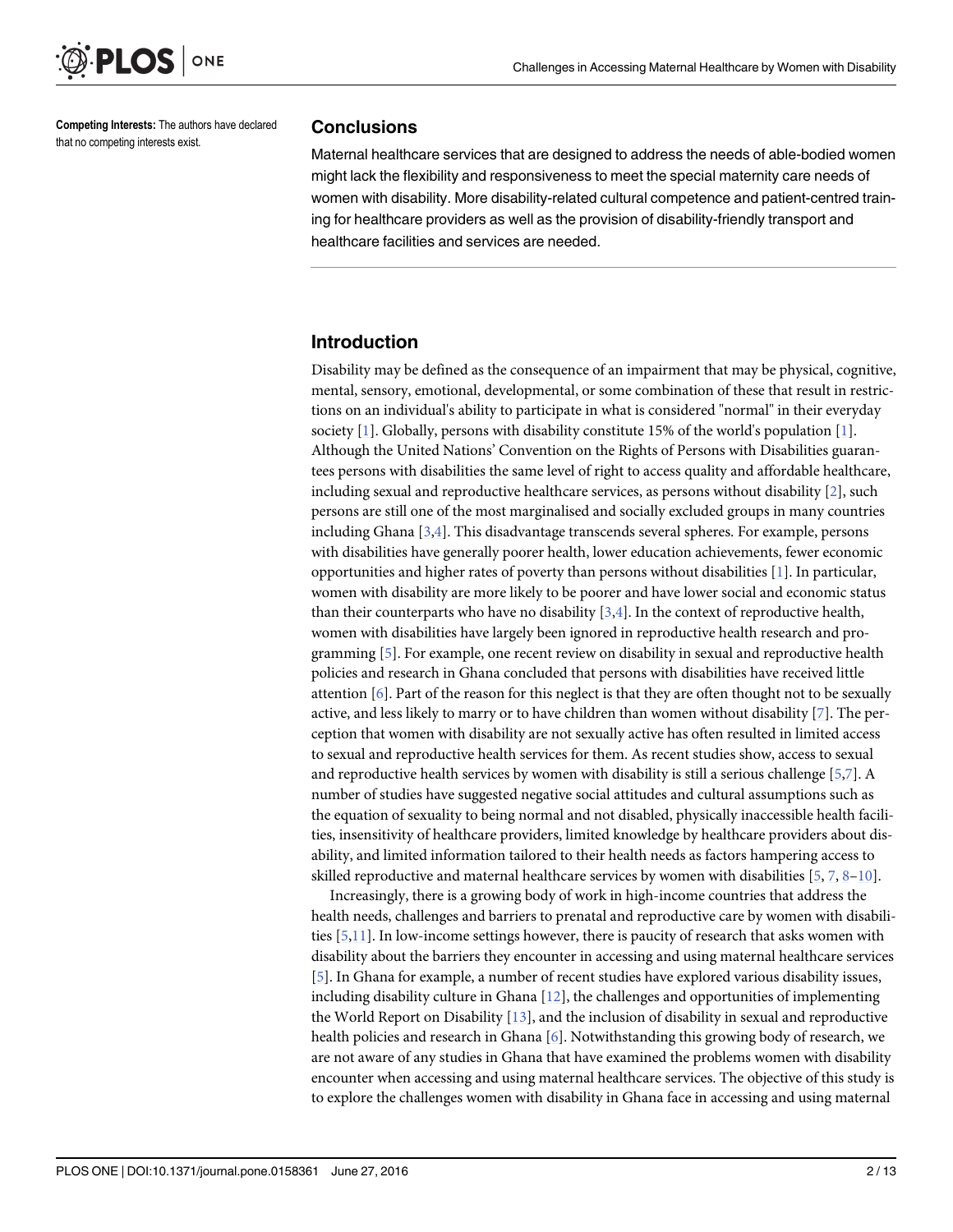**Competing Interests:** The authors have declared that no competing interests exist.

## Conclusions

Maternal healthcare services that are designed to address the needs of able-bodied women might lack the flexibility and responsiveness to meet the special maternity care needs of women with disability. More disability-related cultural competence and patient-centred training for healthcare providers as well as the provision of disability-friendly transport and healthcare facilities and services are needed.

## Introduction

Disability may be defined as the consequence of an impairment that may be physical, cognitive, mental, sensory, emotional, developmental, or some combination of these that result in restrictions on an individual's ability to participate in what is considered "normal" in their everyday society [1]. Globally, persons with disability constitute 15% of the world's population [1]. Although the United Nations' Convention on the Rights of Persons with Disabilities guarantees persons with disabilities the same level of right to access quality and affordable healthcare, including sexual and reproductive healthcare services, as persons without disability [2], such persons are still one of the most marginalised and socially excluded groups in many countries including Ghana [3,4]. This disadvantage transcends several spheres. For example, persons with disabilities have generally poorer health, lower education achievements, fewer economic opportunities and higher rates of poverty than persons without disabilities [1]. In particular, women with disability are more likely to be poorer and have lower social and economic status than their counterparts who have no disability [3,4]. In the context of reproductive health, women with disabilities have largely been ignored in reproductive health research and programming [5]. For example, one recent review on disability in sexual and reproductive health policies and research in Ghana concluded that persons with disabilities have received little attention [6]. Part of the reason for this neglect is that they are often thought not to be sexually active, and less likely to marry or to have children than women without disability [7]. The perception that women with disability are not sexually active has often resulted in limited access to sexual and reproductive health services for them. As recent studies show, access to sexual and reproductive health services by women with disability is still a serious challenge [5,7]. A number of studies have suggested negative social attitudes and cultural assumptions such as the equation of sexuality to being normal and not disabled, physically inaccessible health facilities, insensitivity of healthcare providers, limited knowledge by healthcare providers about disability, and limited information tailored to their health needs as factors hampering access to skilled reproductive and maternal healthcare services by women with disabilities [5, 7, 8–10].

Increasingly, there is a growing body of work in high-income countries that address the health needs, challenges and barriers to prenatal and reproductive care by women with disabilities [5,11]. In low-income settings however, there is paucity of research that asks women with disability about the barriers they encounter in accessing and using maternal healthcare services [5]. In Ghana for example, a number of recent studies have explored various disability issues, including disability culture in Ghana [12], the challenges and opportunities of implementing the World Report on Disability [13], and the inclusion of disability in sexual and reproductive health policies and research in Ghana [6]. Notwithstanding this growing body of research, we are not aware of any studies in Ghana that have examined the problems women with disability encounter when accessing and using maternal healthcare services. The objective of this study is to explore the challenges women with disability in Ghana face in accessing and using maternal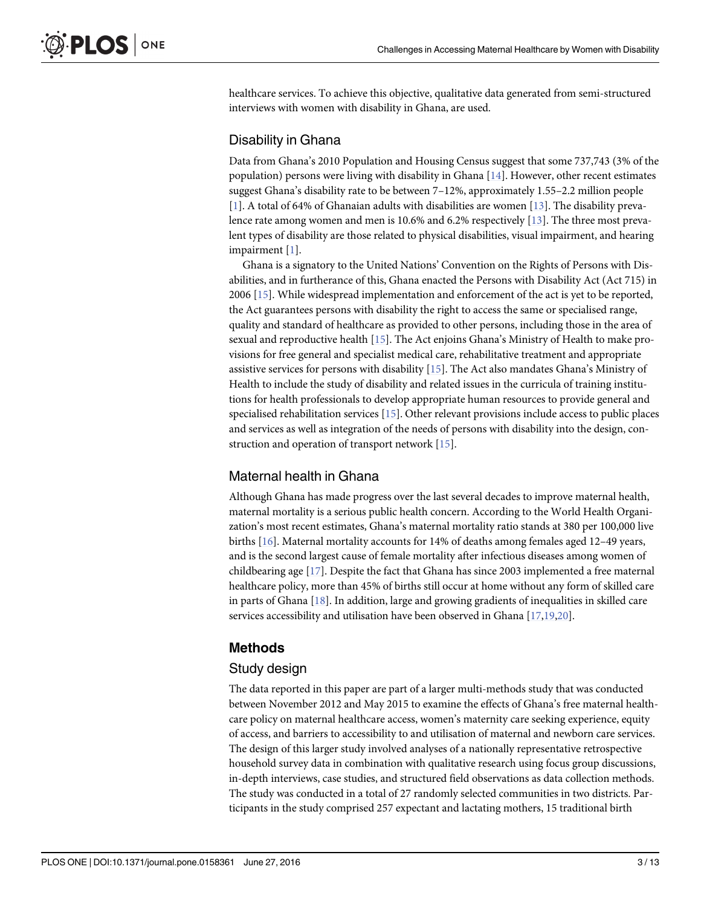healthcare services. To achieve this objective, qualitative data generated from semi-structured interviews with women with disability in Ghana, are used.

### Disability in Ghana

Data from Ghana's 2010 Population and Housing Census suggest that some 737,743 (3% of the population) persons were living with disability in Ghana [14]. However, other recent estimates suggest Ghana's disability rate to be between 7–12%, approximately 1.55–2.2 million people [1]. A total of 64% of Ghanaian adults with disabilities are women [13]. The disability prevalence rate among women and men is 10.6% and 6.2% respectively [13]. The three most prevalent types of disability are those related to physical disabilities, visual impairment, and hearing impairment [1].

Ghana is a signatory to the United Nations' Convention on the Rights of Persons with Disabilities, and in furtherance of this, Ghana enacted the Persons with Disability Act (Act 715) in 2006 [15]. While widespread implementation and enforcement of the act is yet to be reported, the Act guarantees persons with disability the right to access the same or specialised range, quality and standard of healthcare as provided to other persons, including those in the area of sexual and reproductive health [15]. The Act enjoins Ghana's Ministry of Health to make provisions for free general and specialist medical care, rehabilitative treatment and appropriate assistive services for persons with disability [15]. The Act also mandates Ghana's Ministry of Health to include the study of disability and related issues in the curricula of training institutions for health professionals to develop appropriate human resources to provide general and specialised rehabilitation services [15]. Other relevant provisions include access to public places and services as well as integration of the needs of persons with disability into the design, construction and operation of transport network [15].

### Maternal health in Ghana

Although Ghana has made progress over the last several decades to improve maternal health, maternal mortality is a serious public health concern. According to the World Health Organization's most recent estimates, Ghana's maternal mortality ratio stands at 380 per 100,000 live births [16]. Maternal mortality accounts for 14% of deaths among females aged 12–49 years, and is the second largest cause of female mortality after infectious diseases among women of childbearing age [17]. Despite the fact that Ghana has since 2003 implemented a free maternal healthcare policy, more than 45% of births still occur at home without any form of skilled care in parts of Ghana [18]. In addition, large and growing gradients of inequalities in skilled care services accessibility and utilisation have been observed in Ghana [17,19,20].

## Methods

### Study design

The data reported in this paper are part of a larger multi-methods study that was conducted between November 2012 and May 2015 to examine the effects of Ghana's free maternal healthcare policy on maternal healthcare access, women's maternity care seeking experience, equity of access, and barriers to accessibility to and utilisation of maternal and newborn care services. The design of this larger study involved analyses of a nationally representative retrospective household survey data in combination with qualitative research using focus group discussions, in-depth interviews, case studies, and structured field observations as data collection methods. The study was conducted in a total of 27 randomly selected communities in two districts. Participants in the study comprised 257 expectant and lactating mothers, 15 traditional birth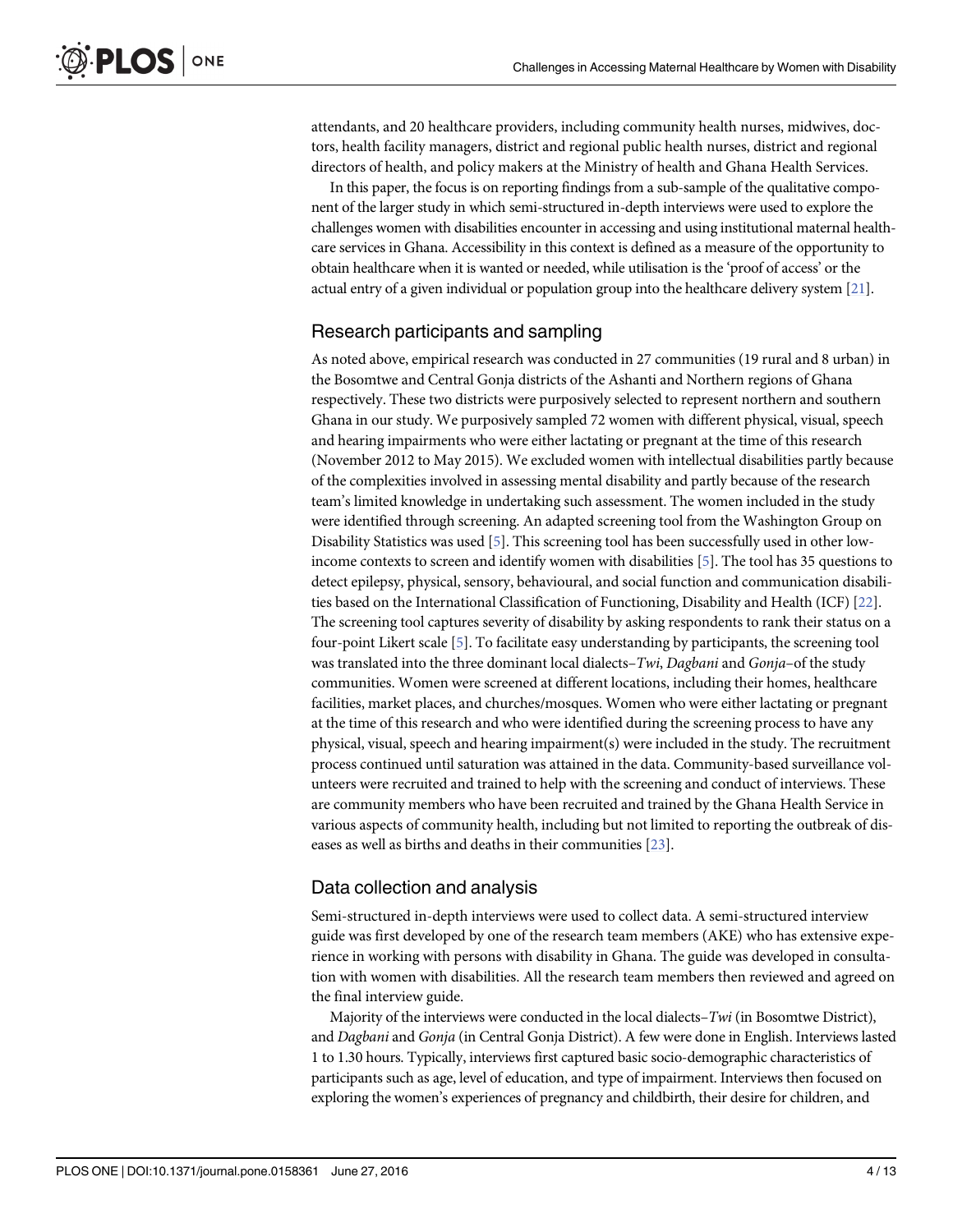attendants, and 20 healthcare providers, including community health nurses, midwives, doctors, health facility managers, district and regional public health nurses, district and regional directors of health, and policy makers at the Ministry of health and Ghana Health Services.

In this paper, the focus is on reporting findings from a sub-sample of the qualitative component of the larger study in which semi-structured in-depth interviews were used to explore the challenges women with disabilities encounter in accessing and using institutional maternal healthcare services in Ghana. Accessibility in this context is defined as a measure of the opportunity to obtain healthcare when it is wanted or needed, while utilisation is the 'proof of access' or the actual entry of a given individual or population group into the healthcare delivery system [21].

## Research participants and sampling

As noted above, empirical research was conducted in 27 communities (19 rural and 8 urban) in the Bosomtwe and Central Gonja districts of the Ashanti and Northern regions of Ghana respectively. These two districts were purposively selected to represent northern and southern Ghana in our study. We purposively sampled 72 women with different physical, visual, speech and hearing impairments who were either lactating or pregnant at the time of this research (November 2012 to May 2015). We excluded women with intellectual disabilities partly because of the complexities involved in assessing mental disability and partly because of the research team's limited knowledge in undertaking such assessment. The women included in the study were identified through screening. An adapted screening tool from the Washington Group on Disability Statistics was used [5]. This screening tool has been successfully used in other low-income contexts to screen and identify women with disabilities [5]. The tool has 35 questions to detect epilepsy, physical, sensory, behavioural, and social function and communication disabilities based on the International Classification of Functioning, Disability and Health (ICF) [22]. The screening tool captures severity of disability by asking respondents to rank their status on a four-point Likert scale [5]. To facilitate easy understanding by participants, the screening tool was translated into the three dominant local dialects–*Twi*, *Dagbani* and *Gonja*–of the study communities. Women were screened at different locations, including their homes, healthcare facilities, market places, and churches/mosques. Women who were either lactating or pregnant at the time of this research and who were identified during the screening process to have any physical, visual, speech and hearing impairment(s) were included in the study. The recruitment process continued until saturation was attained in the data. Community-based surveillance volunteers were recruited and trained to help with the screening and conduct of interviews. These are community members who have been recruited and trained by the Ghana Health Service in various aspects of community health, including but not limited to reporting the outbreak of diseases as well as births and deaths in their communities [23].

## Data collection and analysis

Semi-structured in-depth interviews were used to collect data. A semi-structured interview guide was first developed by one of the research team members (AKE) who has extensive experience in working with persons with disability in Ghana. The guide was developed in consultation with women with disabilities. All the research team members then reviewed and agreed on the final interview guide.

Majority of the interviews were conducted in the local dialects–*Twi* (in Bosomtwe District), and *Dagbani* and *Gonja* (in Central Gonja District). A few were done in English. Interviews lasted 1 to 1.30 hours. Typically, interviews first captured basic socio-demographic characteristics of participants such as age, level of education, and type of impairment. Interviews then focused on exploring the women's experiences of pregnancy and childbirth, their desire for children, and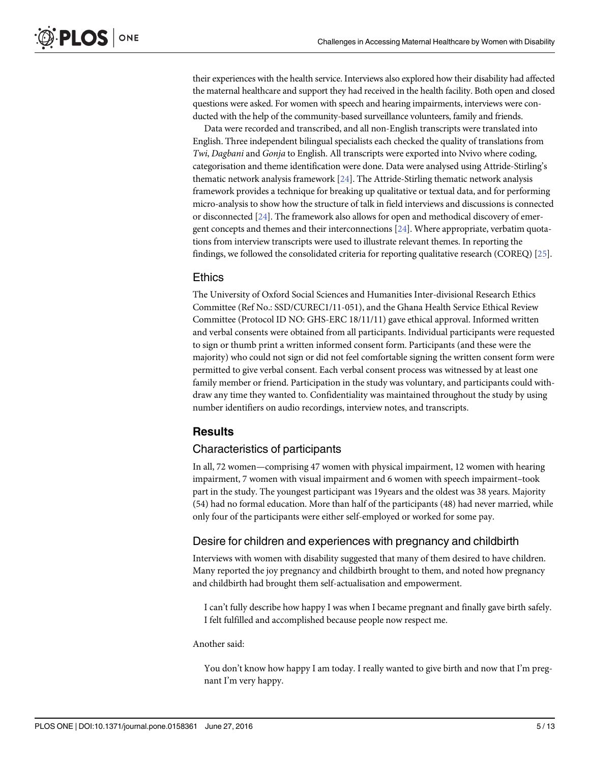their experiences with the health service. Interviews also explored how their disability had affected the maternal healthcare and support they had received in the health facility. Both open and closed questions were asked. For women with speech and hearing impairments, interviews were conducted with the help of the community-based surveillance volunteers, family and friends.

Data were recorded and transcribed, and all non-English transcripts were translated into English. Three independent bilingual specialists each checked the quality of translations from *Twi*, *Dagbani* and *Gonja* to English. All transcripts were exported into Nvivo where coding, categorisation and theme identification were done. Data were analysed using Attride-Stirling's thematic network analysis framework [24]. The Attride-Stirling thematic network analysis framework provides a technique for breaking up qualitative or textual data, and for performing micro-analysis to show how the structure of talk in field interviews and discussions is connected or disconnected [24]. The framework also allows for open and methodical discovery of emergent concepts and themes and their interconnections [24]. Where appropriate, verbatim quotations from interview transcripts were used to illustrate relevant themes. In reporting the findings, we followed the consolidated criteria for reporting qualitative research (COREQ) [25].

## Ethics

The University of Oxford Social Sciences and Humanities Inter-divisional Research Ethics Committee (Ref No.: SSD/CUREC1/11-051), and the Ghana Health Service Ethical Review Committee (Protocol ID NO: GHS-ERC 18/11/11) gave ethical approval. Informed written and verbal consents were obtained from all participants. Individual participants were requested to sign or thumb print a written informed consent form. Participants (and these were the majority) who could not sign or did not feel comfortable signing the written consent form were permitted to give verbal consent. Each verbal consent process was witnessed by at least one family member or friend. Participation in the study was voluntary, and participants could withdraw any time they wanted to. Confidentiality was maintained throughout the study by using number identifiers on audio recordings, interview notes, and transcripts.

# Results

## Characteristics of participants

In all, 72 women—comprising 47 women with physical impairment, 12 women with hearing impairment, 7 women with visual impairment and 6 women with speech impairment–took part in the study. The youngest participant was 19years and the oldest was 38 years. Majority (54) had no formal education. More than half of the participants (48) had never married, while only four of the participants were either self-employed or worked for some pay.

## Desire for children and experiences with pregnancy and childbirth

Interviews with women with disability suggested that many of them desired to have children. Many reported the joy pregnancy and childbirth brought to them, and noted how pregnancy and childbirth had brought them self-actualisation and empowerment.

> I can't fully describe how happy I was when I became pregnant and finally gave birth safely. I felt fulfilled and accomplished because people now respect me.

Another said:

> You don't know how happy I am today. I really wanted to give birth and now that I'm pregnant I'm very happy.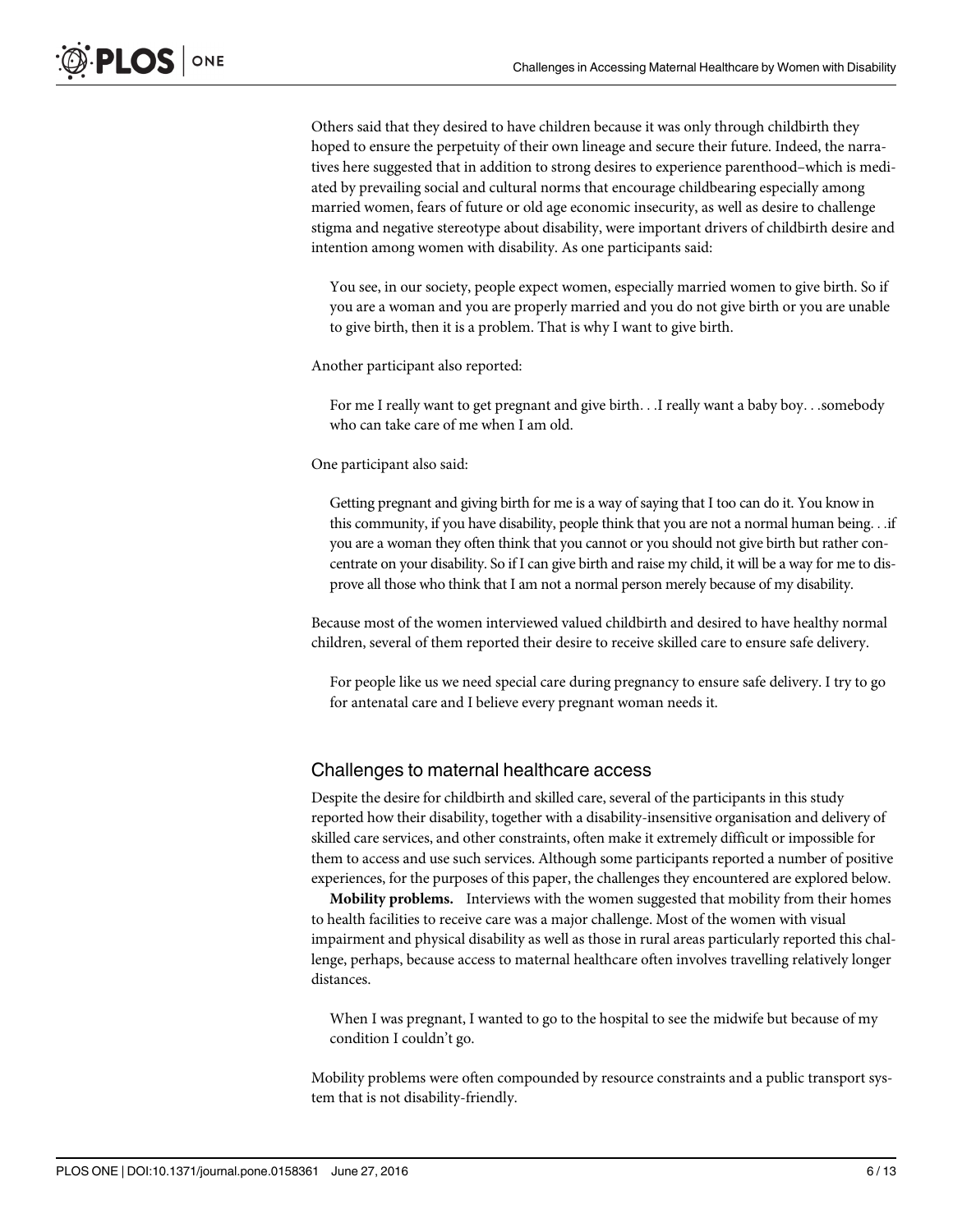Others said that they desired to have children because it was only through childbirth they hoped to ensure the perpetuity of their own lineage and secure their future. Indeed, the narratives here suggested that in addition to strong desires to experience parenthood–which is mediated by prevailing social and cultural norms that encourage childbearing especially among married women, fears of future or old age economic insecurity, as well as desire to challenge stigma and negative stereotype about disability, were important drivers of childbirth desire and intention among women with disability. As one participants said:

> You see, in our society, people expect women, especially married women to give birth. So if you are a woman and you are properly married and you do not give birth or you are unable to give birth, then it is a problem. That is why I want to give birth.

Another participant also reported:

> For me I really want to get pregnant and give birth. . .I really want a baby boy. . .somebody who can take care of me when I am old.

One participant also said:

> Getting pregnant and giving birth for me is a way of saying that I too can do it. You know in this community, if you have disability, people think that you are not a normal human being. . .if you are a woman they often think that you cannot or you should not give birth but rather concentrate on your disability. So if I can give birth and raise my child, it will be a way for me to disprove all those who think that I am not a normal person merely because of my disability.

Because most of the women interviewed valued childbirth and desired to have healthy normal children, several of them reported their desire to receive skilled care to ensure safe delivery.

> For people like us we need special care during pregnancy to ensure safe delivery. I try to go for antenatal care and I believe every pregnant woman needs it.

## Challenges to maternal healthcare access

Despite the desire for childbirth and skilled care, several of the participants in this study reported how their disability, together with a disability-insensitive organisation and delivery of skilled care services, and other constraints, often make it extremely difficult or impossible for them to access and use such services. Although some participants reported a number of positive experiences, for the purposes of this paper, the challenges they encountered are explored below.

**Mobility problems.** Interviews with the women suggested that mobility from their homes to health facilities to receive care was a major challenge. Most of the women with visual impairment and physical disability as well as those in rural areas particularly reported this challenge, perhaps, because access to maternal healthcare often involves travelling relatively longer distances.

> When I was pregnant, I wanted to go to the hospital to see the midwife but because of my condition I couldn't go.

Mobility problems were often compounded by resource constraints and a public transport system that is not disability-friendly.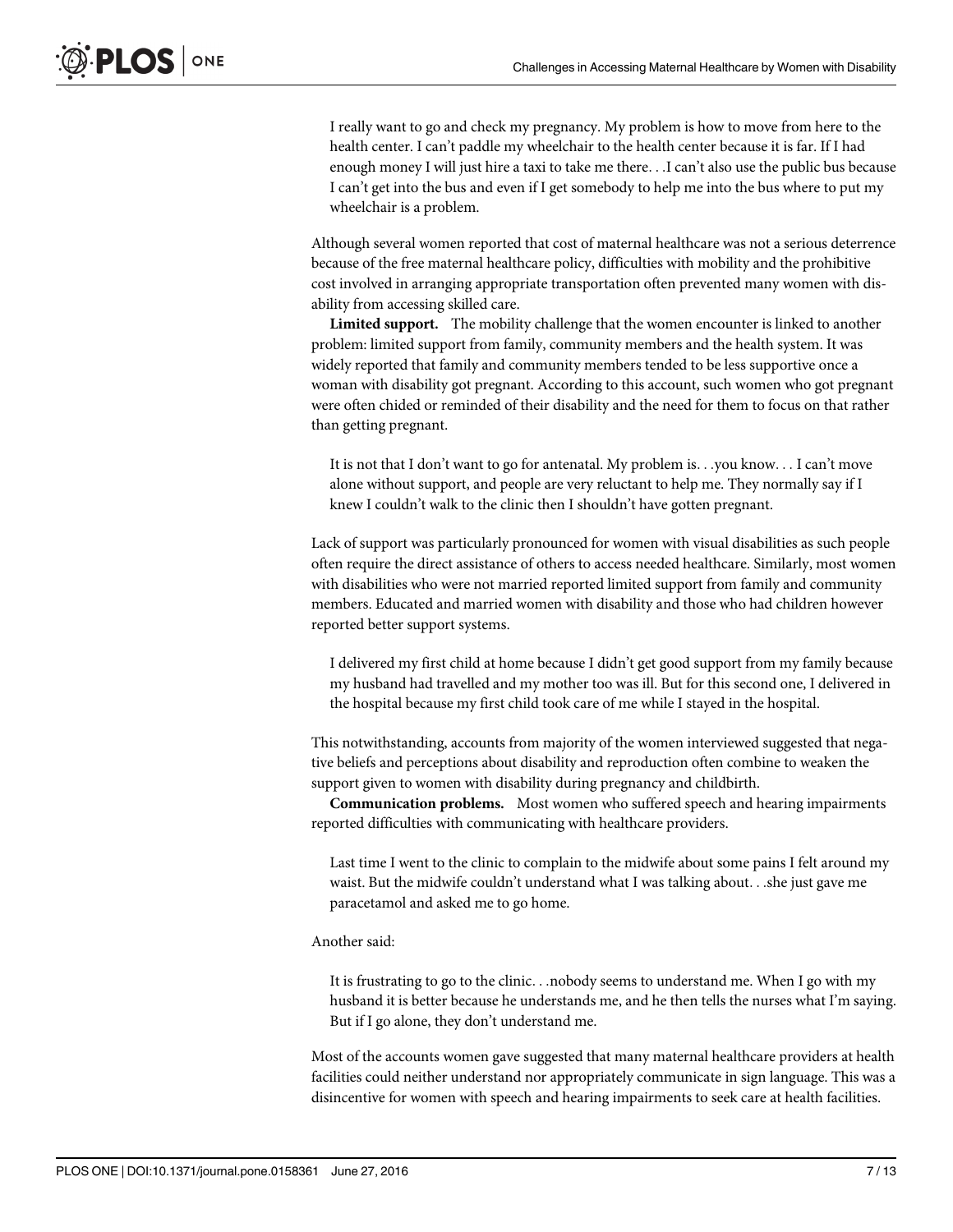> I really want to go and check my pregnancy. My problem is how to move from here to the health center. I can't paddle my wheelchair to the health center because it is far. If I had enough money I will just hire a taxi to take me there. . .I can't also use the public bus because I can't get into the bus and even if I get somebody to help me into the bus where to put my wheelchair is a problem.

Although several women reported that cost of maternal healthcare was not a serious deterrence because of the free maternal healthcare policy, difficulties with mobility and the prohibitive cost involved in arranging appropriate transportation often prevented many women with disability from accessing skilled care.

**Limited support.** The mobility challenge that the women encounter is linked to another problem: limited support from family, community members and the health system. It was widely reported that family and community members tended to be less supportive once a woman with disability got pregnant. According to this account, such women who got pregnant were often chided or reminded of their disability and the need for them to focus on that rather than getting pregnant.

> It is not that I don't want to go for antenatal. My problem is. . .you know. . . I can't move alone without support, and people are very reluctant to help me. They normally say if I knew I couldn't walk to the clinic then I shouldn't have gotten pregnant.

Lack of support was particularly pronounced for women with visual disabilities as such people often require the direct assistance of others to access needed healthcare. Similarly, most women with disabilities who were not married reported limited support from family and community members. Educated and married women with disability and those who had children however reported better support systems.

> I delivered my first child at home because I didn't get good support from my family because my husband had travelled and my mother too was ill. But for this second one, I delivered in the hospital because my first child took care of me while I stayed in the hospital.

This notwithstanding, accounts from majority of the women interviewed suggested that negative beliefs and perceptions about disability and reproduction often combine to weaken the support given to women with disability during pregnancy and childbirth.

**Communication problems.** Most women who suffered speech and hearing impairments reported difficulties with communicating with healthcare providers.

> Last time I went to the clinic to complain to the midwife about some pains I felt around my waist. But the midwife couldn't understand what I was talking about. . .she just gave me paracetamol and asked me to go home.

Another said:

> It is frustrating to go to the clinic. . .nobody seems to understand me. When I go with my husband it is better because he understands me, and he then tells the nurses what I'm saying. But if I go alone, they don't understand me.

Most of the accounts women gave suggested that many maternal healthcare providers at health facilities could neither understand nor appropriately communicate in sign language. This was a disincentive for women with speech and hearing impairments to seek care at health facilities.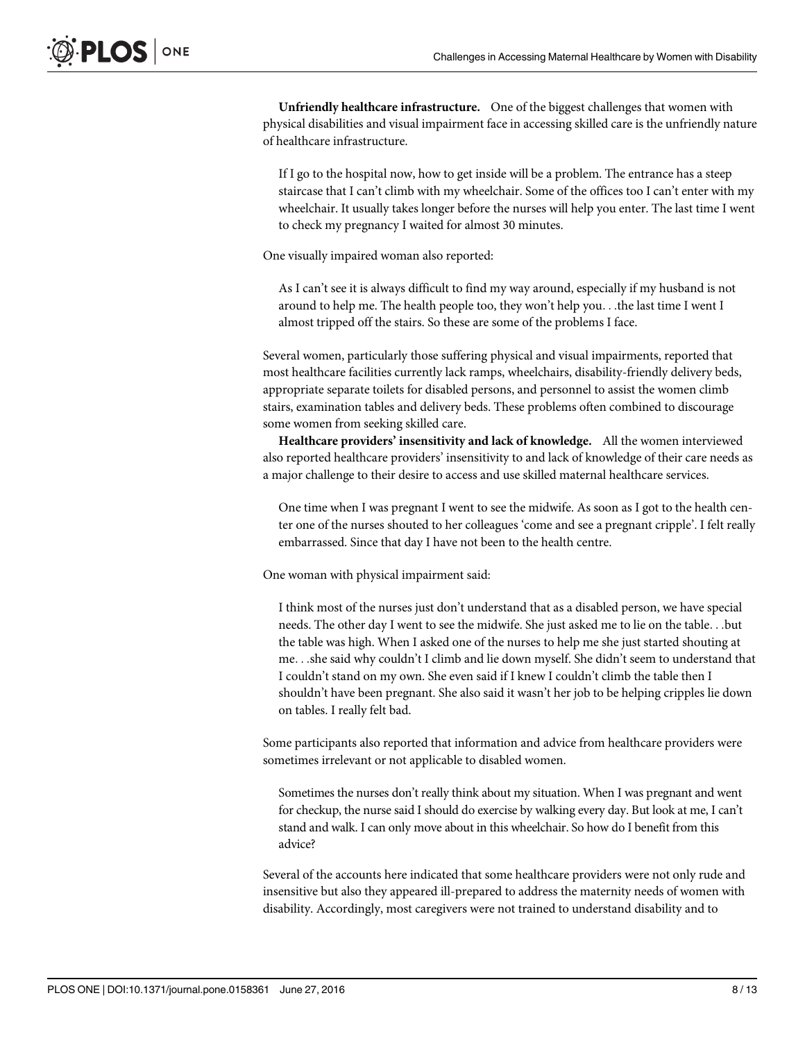**Unfriendly healthcare infrastructure.** One of the biggest challenges that women with physical disabilities and visual impairment face in accessing skilled care is the unfriendly nature of healthcare infrastructure.

> If I go to the hospital now, how to get inside will be a problem. The entrance has a steep staircase that I can't climb with my wheelchair. Some of the offices too I can't enter with my wheelchair. It usually takes longer before the nurses will help you enter. The last time I went to check my pregnancy I waited for almost 30 minutes.

One visually impaired woman also reported:

> As I can't see it is always difficult to find my way around, especially if my husband is not around to help me. The health people too, they won't help you. . .the last time I went I almost tripped off the stairs. So these are some of the problems I face.

Several women, particularly those suffering physical and visual impairments, reported that most healthcare facilities currently lack ramps, wheelchairs, disability-friendly delivery beds, appropriate separate toilets for disabled persons, and personnel to assist the women climb stairs, examination tables and delivery beds. These problems often combined to discourage some women from seeking skilled care.

**Healthcare providers' insensitivity and lack of knowledge.** All the women interviewed also reported healthcare providers' insensitivity to and lack of knowledge of their care needs as a major challenge to their desire to access and use skilled maternal healthcare services.

> One time when I was pregnant I went to see the midwife. As soon as I got to the health center one of the nurses shouted to her colleagues 'come and see a pregnant cripple'. I felt really embarrassed. Since that day I have not been to the health centre.

One woman with physical impairment said:

> I think most of the nurses just don't understand that as a disabled person, we have special needs. The other day I went to see the midwife. She just asked me to lie on the table. . .but the table was high. When I asked one of the nurses to help me she just started shouting at me. . .she said why couldn't I climb and lie down myself. She didn't seem to understand that I couldn't stand on my own. She even said if I knew I couldn't climb the table then I shouldn't have been pregnant. She also said it wasn't her job to be helping cripples lie down on tables. I really felt bad.

Some participants also reported that information and advice from healthcare providers were sometimes irrelevant or not applicable to disabled women.

> Sometimes the nurses don't really think about my situation. When I was pregnant and went for checkup, the nurse said I should do exercise by walking every day. But look at me, I can't stand and walk. I can only move about in this wheelchair. So how do I benefit from this advice?

Several of the accounts here indicated that some healthcare providers were not only rude and insensitive but also they appeared ill-prepared to address the maternity needs of women with disability. Accordingly, most caregivers were not trained to understand disability and to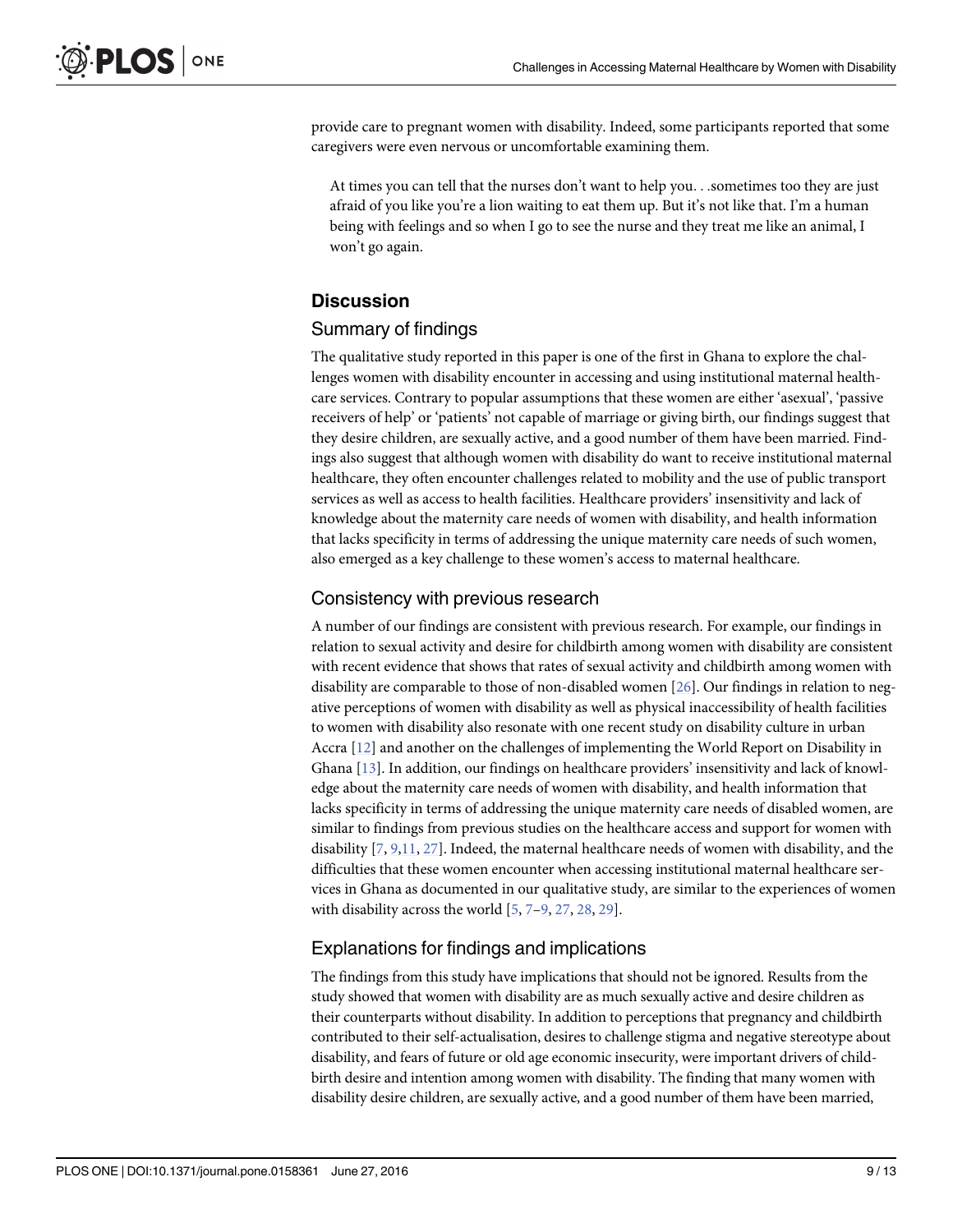provide care to pregnant women with disability. Indeed, some participants reported that some caregivers were even nervous or uncomfortable examining them.

> At times you can tell that the nurses don't want to help you. . .sometimes too they are just afraid of you like you're a lion waiting to eat them up. But it's not like that. I'm a human being with feelings and so when I go to see the nurse and they treat me like an animal, I won't go again.

## Discussion

### Summary of findings

The qualitative study reported in this paper is one of the first in Ghana to explore the challenges women with disability encounter in accessing and using institutional maternal healthcare services. Contrary to popular assumptions that these women are either 'asexual', 'passive receivers of help' or 'patients' not capable of marriage or giving birth, our findings suggest that they desire children, are sexually active, and a good number of them have been married. Findings also suggest that although women with disability do want to receive institutional maternal healthcare, they often encounter challenges related to mobility and the use of public transport services as well as access to health facilities. Healthcare providers' insensitivity and lack of knowledge about the maternity care needs of women with disability, and health information that lacks specificity in terms of addressing the unique maternity care needs of such women, also emerged as a key challenge to these women's access to maternal healthcare.

### Consistency with previous research

A number of our findings are consistent with previous research. For example, our findings in relation to sexual activity and desire for childbirth among women with disability are consistent with recent evidence that shows that rates of sexual activity and childbirth among women with disability are comparable to those of non-disabled women [26]. Our findings in relation to negative perceptions of women with disability as well as physical inaccessibility of health facilities to women with disability also resonate with one recent study on disability culture in urban Accra [12] and another on the challenges of implementing the World Report on Disability in Ghana [13]. In addition, our findings on healthcare providers' insensitivity and lack of knowledge about the maternity care needs of women with disability, and health information that lacks specificity in terms of addressing the unique maternity care needs of disabled women, are similar to findings from previous studies on the healthcare access and support for women with disability [7, 9,11, 27]. Indeed, the maternal healthcare needs of women with disability, and the difficulties that these women encounter when accessing institutional maternal healthcare services in Ghana as documented in our qualitative study, are similar to the experiences of women with disability across the world [5, 7–9, 27, 28, 29].

### Explanations for findings and implications

The findings from this study have implications that should not be ignored. Results from the study showed that women with disability are as much sexually active and desire children as their counterparts without disability. In addition to perceptions that pregnancy and childbirth contributed to their self-actualisation, desires to challenge stigma and negative stereotype about disability, and fears of future or old age economic insecurity, were important drivers of childbirth desire and intention among women with disability. The finding that many women with disability desire children, are sexually active, and a good number of them have been married,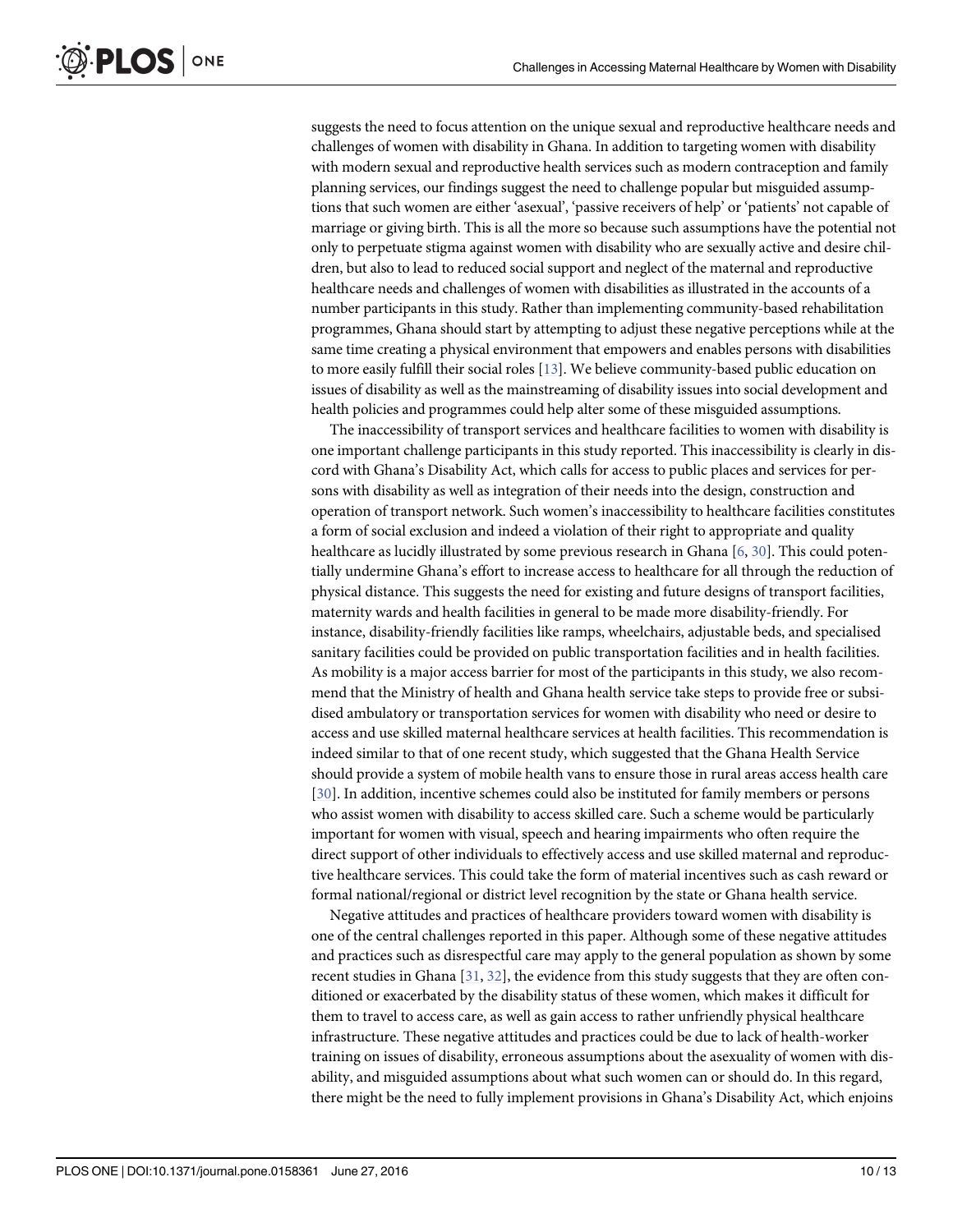suggests the need to focus attention on the unique sexual and reproductive healthcare needs and challenges of women with disability in Ghana. In addition to targeting women with disability with modern sexual and reproductive health services such as modern contraception and family planning services, our findings suggest the need to challenge popular but misguided assumptions that such women are either 'asexual', 'passive receivers of help' or 'patients' not capable of marriage or giving birth. This is all the more so because such assumptions have the potential not only to perpetuate stigma against women with disability who are sexually active and desire children, but also to lead to reduced social support and neglect of the maternal and reproductive healthcare needs and challenges of women with disabilities as illustrated in the accounts of a number participants in this study. Rather than implementing community-based rehabilitation programmes, Ghana should start by attempting to adjust these negative perceptions while at the same time creating a physical environment that empowers and enables persons with disabilities to more easily fulfill their social roles [13]. We believe community-based public education on issues of disability as well as the mainstreaming of disability issues into social development and health policies and programmes could help alter some of these misguided assumptions.

The inaccessibility of transport services and healthcare facilities to women with disability is one important challenge participants in this study reported. This inaccessibility is clearly in discord with Ghana's Disability Act, which calls for access to public places and services for persons with disability as well as integration of their needs into the design, construction and operation of transport network. Such women's inaccessibility to healthcare facilities constitutes a form of social exclusion and indeed a violation of their right to appropriate and quality healthcare as lucidly illustrated by some previous research in Ghana [6, 30]. This could potentially undermine Ghana's effort to increase access to healthcare for all through the reduction of physical distance. This suggests the need for existing and future designs of transport facilities, maternity wards and health facilities in general to be made more disability-friendly. For instance, disability-friendly facilities like ramps, wheelchairs, adjustable beds, and specialised sanitary facilities could be provided on public transportation facilities and in health facilities. As mobility is a major access barrier for most of the participants in this study, we also recommend that the Ministry of health and Ghana health service take steps to provide free or subsidised ambulatory or transportation services for women with disability who need or desire to access and use skilled maternal healthcare services at health facilities. This recommendation is indeed similar to that of one recent study, which suggested that the Ghana Health Service should provide a system of mobile health vans to ensure those in rural areas access health care [30]. In addition, incentive schemes could also be instituted for family members or persons who assist women with disability to access skilled care. Such a scheme would be particularly important for women with visual, speech and hearing impairments who often require the direct support of other individuals to effectively access and use skilled maternal and reproductive healthcare services. This could take the form of material incentives such as cash reward or formal national/regional or district level recognition by the state or Ghana health service.

Negative attitudes and practices of healthcare providers toward women with disability is one of the central challenges reported in this paper. Although some of these negative attitudes and practices such as disrespectful care may apply to the general population as shown by some recent studies in Ghana [31, 32], the evidence from this study suggests that they are often conditioned or exacerbated by the disability status of these women, which makes it difficult for them to travel to access care, as well as gain access to rather unfriendly physical healthcare infrastructure. These negative attitudes and practices could be due to lack of health-worker training on issues of disability, erroneous assumptions about the asexuality of women with disability, and misguided assumptions about what such women can or should do. In this regard, there might be the need to fully implement provisions in Ghana's Disability Act, which enjoins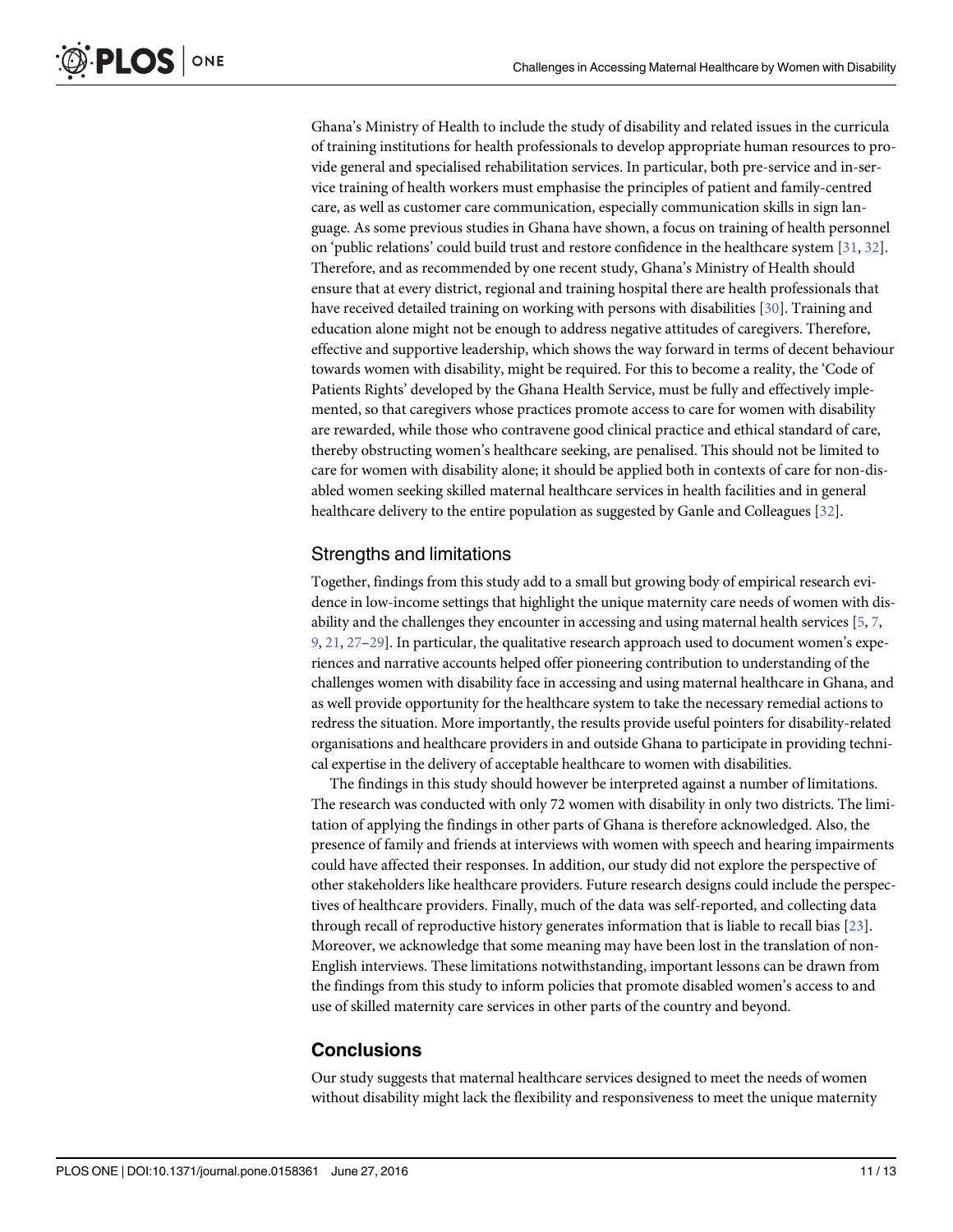Ghana's Ministry of Health to include the study of disability and related issues in the curricula of training institutions for health professionals to develop appropriate human resources to provide general and specialised rehabilitation services. In particular, both pre-service and in-service training of health workers must emphasise the principles of patient and family-centred care, as well as customer care communication, especially communication skills in sign language. As some previous studies in Ghana have shown, a focus on training of health personnel on 'public relations' could build trust and restore confidence in the healthcare system [31, 32]. Therefore, and as recommended by one recent study, Ghana's Ministry of Health should ensure that at every district, regional and training hospital there are health professionals that have received detailed training on working with persons with disabilities [30]. Training and education alone might not be enough to address negative attitudes of caregivers. Therefore, effective and supportive leadership, which shows the way forward in terms of decent behaviour towards women with disability, might be required. For this to become a reality, the 'Code of Patients Rights' developed by the Ghana Health Service, must be fully and effectively implemented, so that caregivers whose practices promote access to care for women with disability are rewarded, while those who contravene good clinical practice and ethical standard of care, thereby obstructing women's healthcare seeking, are penalised. This should not be limited to care for women with disability alone; it should be applied both in contexts of care for non-disabled women seeking skilled maternal healthcare services in health facilities and in general healthcare delivery to the entire population as suggested by Ganle and Colleagues [32].

## Strengths and limitations

Together, findings from this study add to a small but growing body of empirical research evidence in low-income settings that highlight the unique maternity care needs of women with disability and the challenges they encounter in accessing and using maternal health services [5, 7, 9, 21, 27–29]. In particular, the qualitative research approach used to document women's experiences and narrative accounts helped offer pioneering contribution to understanding of the challenges women with disability face in accessing and using maternal healthcare in Ghana, and as well provide opportunity for the healthcare system to take the necessary remedial actions to redress the situation. More importantly, the results provide useful pointers for disability-related organisations and healthcare providers in and outside Ghana to participate in providing technical expertise in the delivery of acceptable healthcare to women with disabilities.

The findings in this study should however be interpreted against a number of limitations. The research was conducted with only 72 women with disability in only two districts. The limitation of applying the findings in other parts of Ghana is therefore acknowledged. Also, the presence of family and friends at interviews with women with speech and hearing impairments could have affected their responses. In addition, our study did not explore the perspective of other stakeholders like healthcare providers. Future research designs could include the perspectives of healthcare providers. Finally, much of the data was self-reported, and collecting data through recall of reproductive history generates information that is liable to recall bias [23]. Moreover, we acknowledge that some meaning may have been lost in the translation of non-English interviews. These limitations notwithstanding, important lessons can be drawn from the findings from this study to inform policies that promote disabled women's access to and use of skilled maternity care services in other parts of the country and beyond.

## Conclusions

Our study suggests that maternal healthcare services designed to meet the needs of women without disability might lack the flexibility and responsiveness to meet the unique maternity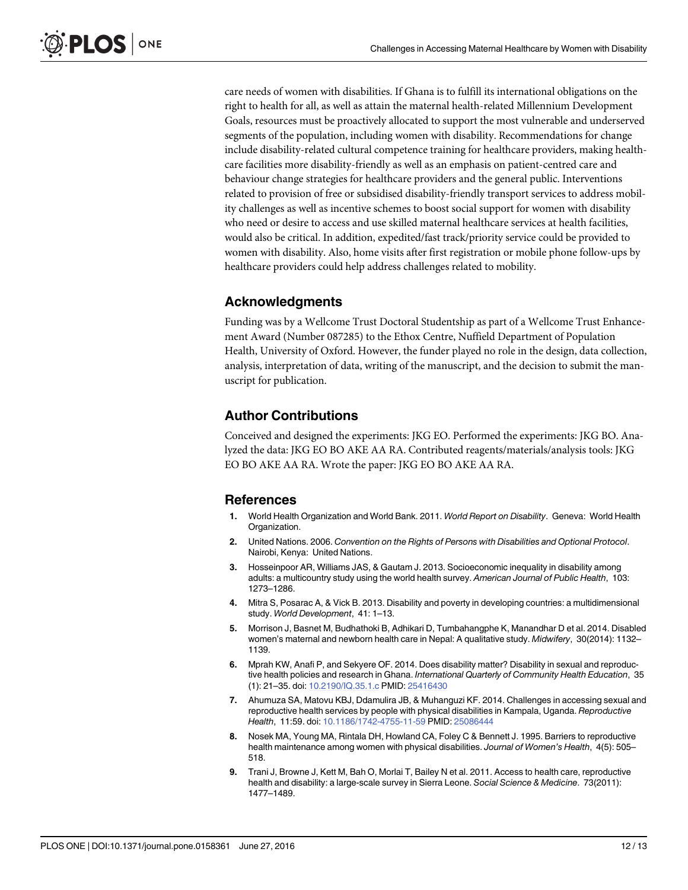care needs of women with disabilities. If Ghana is to fulfill its international obligations on the right to health for all, as well as attain the maternal health-related Millennium Development Goals, resources must be proactively allocated to support the most vulnerable and underserved segments of the population, including women with disability. Recommendations for change include disability-related cultural competence training for healthcare providers, making healthcare facilities more disability-friendly as well as an emphasis on patient-centred care and behaviour change strategies for healthcare providers and the general public. Interventions related to provision of free or subsidised disability-friendly transport services to address mobility challenges as well as incentive schemes to boost social support for women with disability who need or desire to access and use skilled maternal healthcare services at health facilities, would also be critical. In addition, expedited/fast track/priority service could be provided to women with disability. Also, home visits after first registration or mobile phone follow-ups by healthcare providers could help address challenges related to mobility.

## Acknowledgments

Funding was by a Wellcome Trust Doctoral Studentship as part of a Wellcome Trust Enhancement Award (Number 087285) to the Ethox Centre, Nuffield Department of Population Health, University of Oxford. However, the funder played no role in the design, data collection, analysis, interpretation of data, writing of the manuscript, and the decision to submit the manuscript for publication.

## Author Contributions

Conceived and designed the experiments: JKG EO. Performed the experiments: JKG BO. Analyzed the data: JKG EO BO AKE AA RA. Contributed reagents/materials/analysis tools: JKG EO BO AKE AA RA. Wrote the paper: JKG EO BO AKE AA RA.

## References

1. World Health Organization and World Bank. 2011. *World Report on Disability*. Geneva: World Health Organization.
2. United Nations. 2006. *Convention on the Rights of Persons with Disabilities and Optional Protocol*. Nairobi, Kenya: United Nations.
3. Hosseinpoor AR, Williams JAS, & Gautam J. 2013. Socioeconomic inequality in disability among adults: a multicountry study using the world health survey. *American Journal of Public Health*, 103: 1273–1286.
4. Mitra S, Posarac A, & Vick B. 2013. Disability and poverty in developing countries: a multidimensional study. *World Development*, 41: 1–13.
5. Morrison J, Basnet M, Budhathoki B, Adhikari D, Tumbahangphe K, Manandhar D et al. 2014. Disabled women's maternal and newborn health care in Nepal: A qualitative study. *Midwifery*, 30(2014): 1132–1139.
6. Mprah KW, Anafi P, and Sekyere OF. 2014. Does disability matter? Disability in sexual and reproductive health policies and research in Ghana. *International Quarterly of Community Health Education*, 35 (1): 21–35. doi: 10.2190/IQ.35.1.c PMID: 25416430
7. Ahumuza SA, Matovu KBJ, Ddamulira JB, & Muhanguzi KF. 2014. Challenges in accessing sexual and reproductive health services by people with physical disabilities in Kampala, Uganda. *Reproductive Health*, 11:59. doi: 10.1186/1742-4755-11-59 PMID: 25086444
8. Nosek MA, Young MA, Rintala DH, Howland CA, Foley C & Bennett J. 1995. Barriers to reproductive health maintenance among women with physical disabilities. *Journal of Women's Health*, 4(5): 505–518.
9. Trani J, Browne J, Kett M, Bah O, Morlai T, Bailey N et al. 2011. Access to health care, reproductive health and disability: a large-scale survey in Sierra Leone. *Social Science & Medicine*. 73(2011): 1477–1489.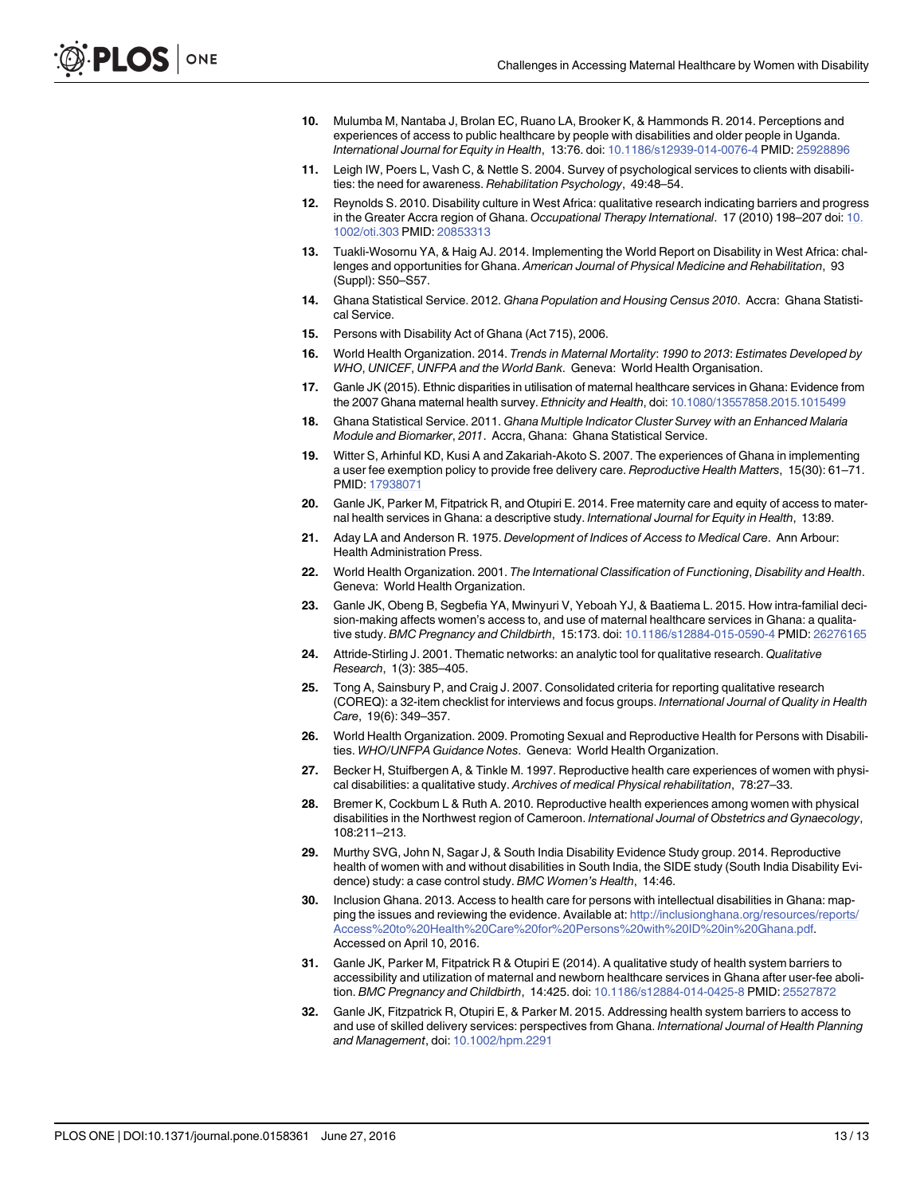10. Mulumba M, Nantaba J, Brolan EC, Ruano LA, Brooker K, & Hammonds R. 2014. Perceptions and experiences of access to public healthcare by people with disabilities and older people in Uganda. *International Journal for Equity in Health*, 13:76. doi: 10.1186/s12939-014-0076-4 PMID: 25928896

11. Leigh IW, Poers L, Vash C, & Nettle S. 2004. Survey of psychological services to clients with disabilities: the need for awareness. *Rehabilitation Psychology*, 49:48–54.

12. Reynolds S. 2010. Disability culture in West Africa: qualitative research indicating barriers and progress in the Greater Accra region of Ghana. *Occupational Therapy International*. 17 (2010) 198–207 doi: 10.1002/oti.303 PMID: 20853313

13. Tuakli-Wosornu YA, & Haig AJ. 2014. Implementing the World Report on Disability in West Africa: challenges and opportunities for Ghana. *American Journal of Physical Medicine and Rehabilitation*, 93 (Suppl): S50–S57.

14. Ghana Statistical Service. 2012. *Ghana Population and Housing Census 2010*. Accra: Ghana Statistical Service.

15. Persons with Disability Act of Ghana (Act 715), 2006.

16. World Health Organization. 2014. *Trends in Maternal Mortality*: *1990 to 2013*: *Estimates Developed by WHO*, *UNICEF*, *UNFPA and the World Bank*. Geneva: World Health Organisation.

17. Ganle JK (2015). Ethnic disparities in utilisation of maternal healthcare services in Ghana: Evidence from the 2007 Ghana maternal health survey. *Ethnicity and Health*, doi: 10.1080/13557858.2015.1015499

18. Ghana Statistical Service. 2011. *Ghana Multiple Indicator Cluster Survey with an Enhanced Malaria Module and Biomarker*, *2011*. Accra, Ghana: Ghana Statistical Service.

19. Witter S, Arhinful KD, Kusi A and Zakariah-Akoto S. 2007. The experiences of Ghana in implementing a user fee exemption policy to provide free delivery care. *Reproductive Health Matters*, 15(30): 61–71. PMID: 17938071

20. Ganle JK, Parker M, Fitpatrick R, and Otupiri E. 2014. Free maternity care and equity of access to maternal health services in Ghana: a descriptive study. *International Journal for Equity in Health*, 13:89.

21. Aday LA and Anderson R. 1975. *Development of Indices of Access to Medical Care*. Ann Arbour: Health Administration Press.

22. World Health Organization. 2001. *The International Classification of Functioning*, *Disability and Health*. Geneva: World Health Organization.

23. Ganle JK, Obeng B, Segbefia YA, Mwinyuri V, Yeboah YJ, & Baatiema L. 2015. How intra-familial decision-making affects women's access to, and use of maternal healthcare services in Ghana: a qualitative study. *BMC Pregnancy and Childbirth*, 15:173. doi: 10.1186/s12884-015-0590-4 PMID: 26276165

24. Attride-Stirling J. 2001. Thematic networks: an analytic tool for qualitative research. *Qualitative Research*, 1(3): 385–405.

25. Tong A, Sainsbury P, and Craig J. 2007. Consolidated criteria for reporting qualitative research (COREQ): a 32-item checklist for interviews and focus groups. *International Journal of Quality in Health Care*, 19(6): 349–357.

26. World Health Organization. 2009. Promoting Sexual and Reproductive Health for Persons with Disabilities. *WHO/UNFPA Guidance Notes*. Geneva: World Health Organization.

27. Becker H, Stuifbergen A, & Tinkle M. 1997. Reproductive health care experiences of women with physical disabilities: a qualitative study. *Archives of medical Physical rehabilitation*, 78:27–33.

28. Bremer K, Cockbum L & Ruth A. 2010. Reproductive health experiences among women with physical disabilities in the Northwest region of Cameroon. *International Journal of Obstetrics and Gynaecology*, 108:211–213.

29. Murthy SVG, John N, Sagar J, & South India Disability Evidence Study group. 2014. Reproductive health of women with and without disabilities in South India, the SIDE study (South India Disability Evidence) study: a case control study. *BMC Women's Health*, 14:46.

30. Inclusion Ghana. 2013. Access to health care for persons with intellectual disabilities in Ghana: mapping the issues and reviewing the evidence. Available at: http://inclusionghana.org/resources/reports/Access%20to%20Health%20Care%20for%20Persons%20with%20ID%20in%20Ghana.pdf. Accessed on April 10, 2016.

31. Ganle JK, Parker M, Fitpatrick R & Otupiri E (2014). A qualitative study of health system barriers to accessibility and utilization of maternal and newborn healthcare services in Ghana after user-fee abolition. *BMC Pregnancy and Childbirth*, 14:425. doi: 10.1186/s12884-014-0425-8 PMID: 25527872

32. Ganle JK, Fitzpatrick R, Otupiri E, & Parker M. 2015. Addressing health system barriers to access to and use of skilled delivery services: perspectives from Ghana. *International Journal of Health Planning and Management*, doi: 10.1002/hpm.2291